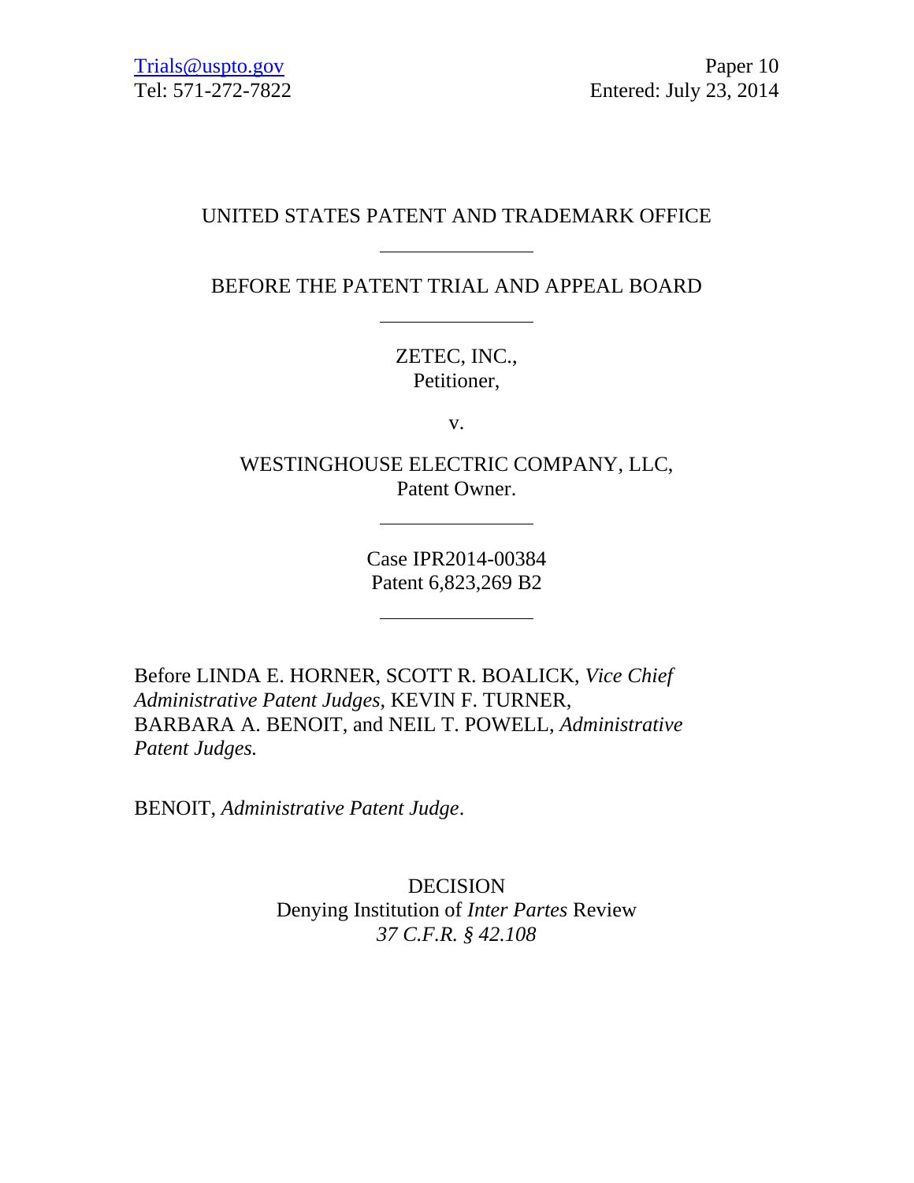Trials@uspto.gov
Tel: 571-272-7822

Paper 10
Entered: July 23, 2014

UNITED STATES PATENT AND TRADEMARK OFFICE

---

BEFORE THE PATENT TRIAL AND APPEAL BOARD

---

ZETEC, INC.,
Petitioner,

v.

WESTINGHOUSE ELECTRIC COMPANY, LLC,
Patent Owner.

---

Case IPR2014-00384
Patent 6,823,269 B2

---

Before LINDA E. HORNER, SCOTT R. BOALICK, *Vice Chief Administrative Patent Judges*, KEVIN F. TURNER, BARBARA A. BENOIT, and NEIL T. POWELL, *Administrative Patent Judges.*

BENOIT, *Administrative Patent Judge*.

DECISION
Denying Institution of *Inter Partes* Review
*37 C.F.R. § 42.108*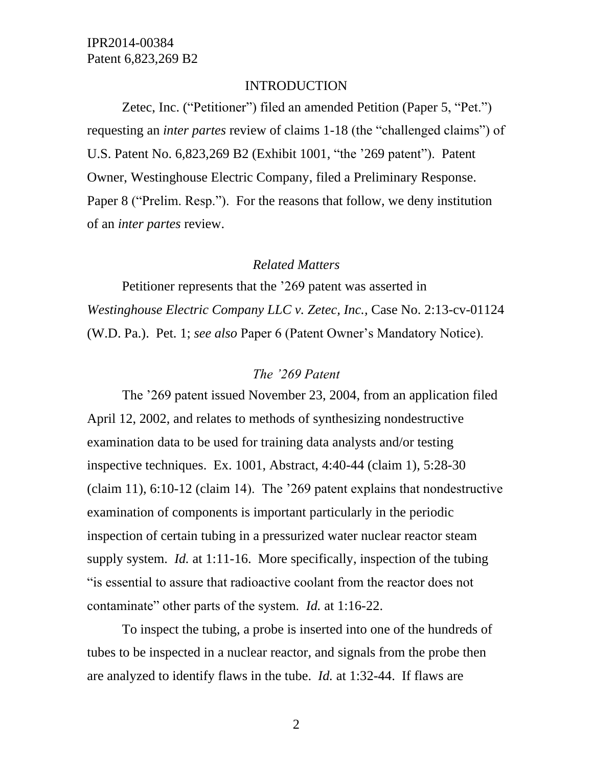## INTRODUCTION

Zetec, Inc. ("Petitioner") filed an amended Petition (Paper 5, "Pet.") requesting an *inter partes* review of claims 1-18 (the "challenged claims") of U.S. Patent No. 6,823,269 B2 (Exhibit 1001, "the '269 patent"). Patent Owner, Westinghouse Electric Company, filed a Preliminary Response. Paper 8 ("Prelim. Resp."). For the reasons that follow, we deny institution of an *inter partes* review.

### *Related Matters*

Petitioner represents that the '269 patent was asserted in *Westinghouse Electric Company LLC v. Zetec, Inc.*, Case No. 2:13-cv-01124 (W.D. Pa.). Pet. 1; *see also* Paper 6 (Patent Owner's Mandatory Notice).

### *The '269 Patent*

The '269 patent issued November 23, 2004, from an application filed April 12, 2002, and relates to methods of synthesizing nondestructive examination data to be used for training data analysts and/or testing inspective techniques. Ex. 1001, Abstract, 4:40-44 (claim 1), 5:28-30 (claim 11), 6:10-12 (claim 14). The '269 patent explains that nondestructive examination of components is important particularly in the periodic inspection of certain tubing in a pressurized water nuclear reactor steam supply system. *Id.* at 1:11-16. More specifically, inspection of the tubing "is essential to assure that radioactive coolant from the reactor does not contaminate" other parts of the system. *Id.* at 1:16-22.

To inspect the tubing, a probe is inserted into one of the hundreds of tubes to be inspected in a nuclear reactor, and signals from the probe then are analyzed to identify flaws in the tube. *Id.* at 1:32-44. If flaws are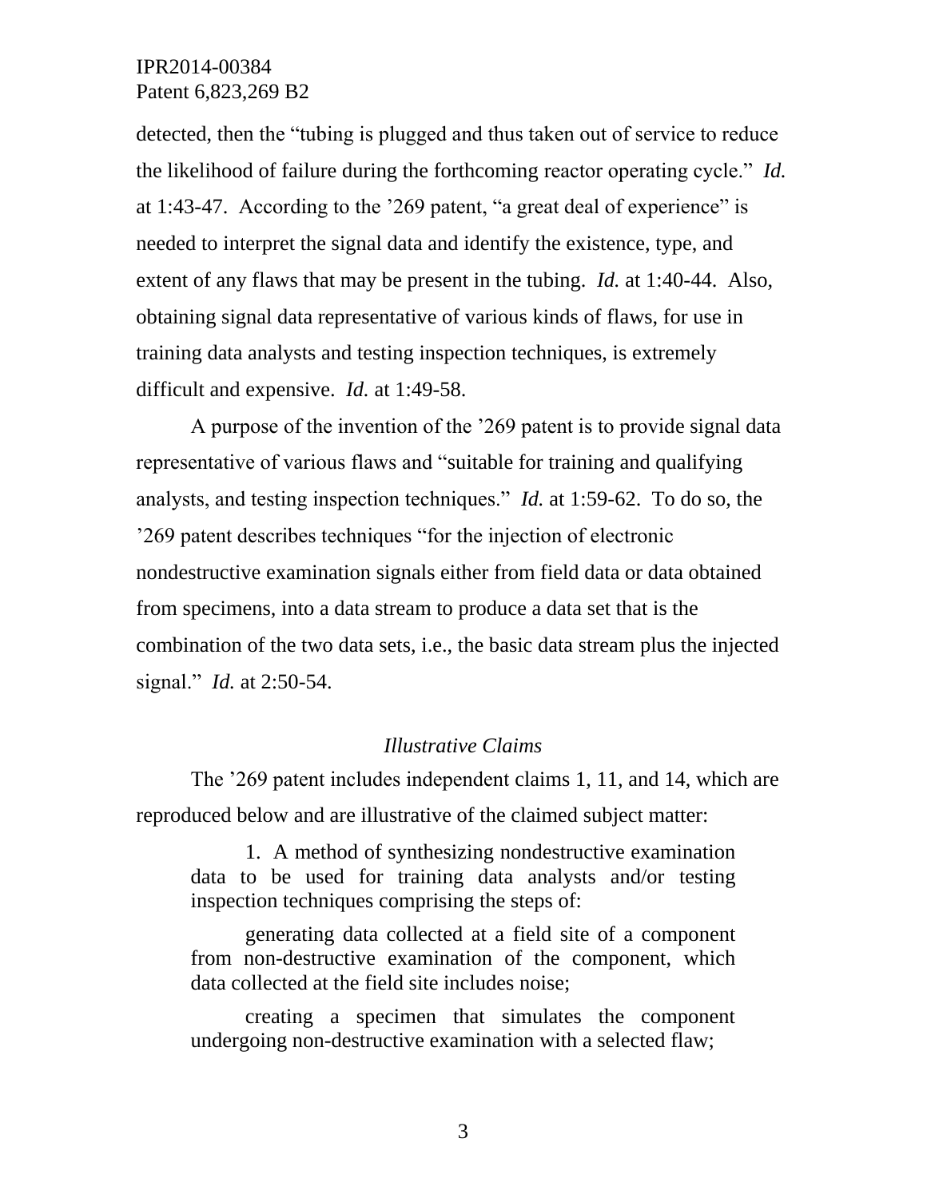detected, then the "tubing is plugged and thus taken out of service to reduce the likelihood of failure during the forthcoming reactor operating cycle." *Id.* at 1:43-47. According to the '269 patent, "a great deal of experience" is needed to interpret the signal data and identify the existence, type, and extent of any flaws that may be present in the tubing. *Id.* at 1:40-44. Also, obtaining signal data representative of various kinds of flaws, for use in training data analysts and testing inspection techniques, is extremely difficult and expensive. *Id.* at 1:49-58.

A purpose of the invention of the '269 patent is to provide signal data representative of various flaws and "suitable for training and qualifying analysts, and testing inspection techniques." *Id.* at 1:59-62. To do so, the '269 patent describes techniques "for the injection of electronic nondestructive examination signals either from field data or data obtained from specimens, into a data stream to produce a data set that is the combination of the two data sets, i.e., the basic data stream plus the injected signal." *Id.* at 2:50-54.

*Illustrative Claims*

The '269 patent includes independent claims 1, 11, and 14, which are reproduced below and are illustrative of the claimed subject matter:

> 1. A method of synthesizing nondestructive examination data to be used for training data analysts and/or testing inspection techniques comprising the steps of:
>
> generating data collected at a field site of a component from non-destructive examination of the component, which data collected at the field site includes noise;
>
> creating a specimen that simulates the component undergoing non-destructive examination with a selected flaw;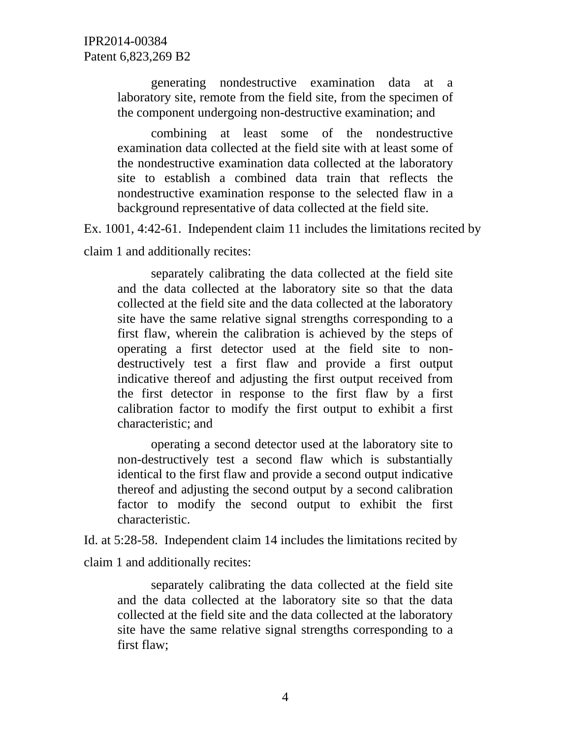> generating nondestructive examination data at a laboratory site, remote from the field site, from the specimen of the component undergoing non-destructive examination; and
>
> combining at least some of the nondestructive examination data collected at the field site with at least some of the nondestructive examination data collected at the laboratory site to establish a combined data train that reflects the nondestructive examination response to the selected flaw in a background representative of data collected at the field site.

Ex. 1001, 4:42-61. Independent claim 11 includes the limitations recited by claim 1 and additionally recites:

> separately calibrating the data collected at the field site and the data collected at the laboratory site so that the data collected at the field site and the data collected at the laboratory site have the same relative signal strengths corresponding to a first flaw, wherein the calibration is achieved by the steps of operating a first detector used at the field site to non-destructively test a first flaw and provide a first output indicative thereof and adjusting the first output received from the first detector in response to the first flaw by a first calibration factor to modify the first output to exhibit a first characteristic; and
>
> operating a second detector used at the laboratory site to non-destructively test a second flaw which is substantially identical to the first flaw and provide a second output indicative thereof and adjusting the second output by a second calibration factor to modify the second output to exhibit the first characteristic.

Id. at 5:28-58. Independent claim 14 includes the limitations recited by claim 1 and additionally recites:

> separately calibrating the data collected at the field site and the data collected at the laboratory site so that the data collected at the field site and the data collected at the laboratory site have the same relative signal strengths corresponding to a first flaw;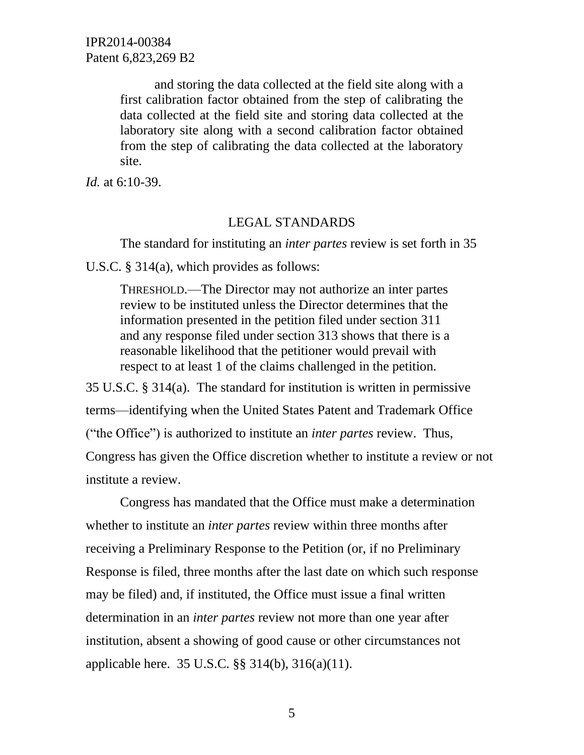> and storing the data collected at the field site along with a first calibration factor obtained from the step of calibrating the data collected at the field site and storing data collected at the laboratory site along with a second calibration factor obtained from the step of calibrating the data collected at the laboratory site.

*Id.* at 6:10-39.

## LEGAL STANDARDS

The standard for instituting an *inter partes* review is set forth in 35 U.S.C. § 314(a), which provides as follows:

> THRESHOLD.—The Director may not authorize an inter partes review to be instituted unless the Director determines that the information presented in the petition filed under section 311 and any response filed under section 313 shows that there is a reasonable likelihood that the petitioner would prevail with respect to at least 1 of the claims challenged in the petition.

35 U.S.C. § 314(a). The standard for institution is written in permissive terms—identifying when the United States Patent and Trademark Office ("the Office") is authorized to institute an *inter partes* review. Thus, Congress has given the Office discretion whether to institute a review or not institute a review.

Congress has mandated that the Office must make a determination whether to institute an *inter partes* review within three months after receiving a Preliminary Response to the Petition (or, if no Preliminary Response is filed, three months after the last date on which such response may be filed) and, if instituted, the Office must issue a final written determination in an *inter partes* review not more than one year after institution, absent a showing of good cause or other circumstances not applicable here. 35 U.S.C. §§ 314(b), 316(a)(11).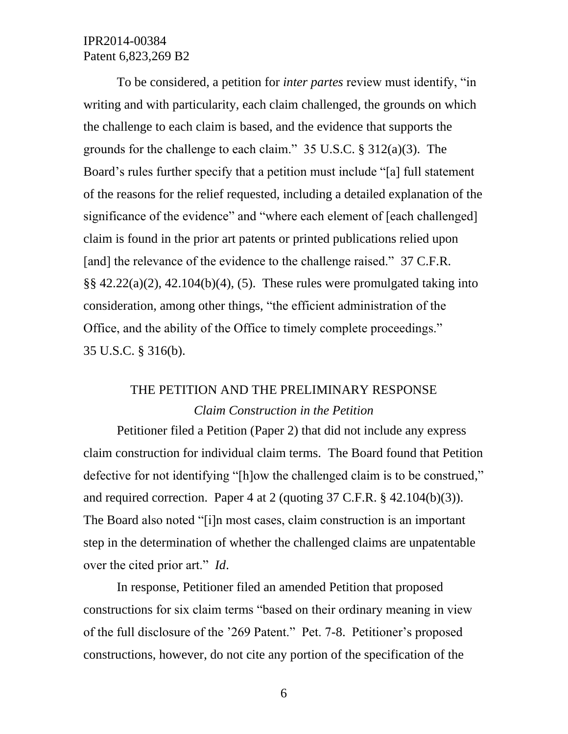To be considered, a petition for *inter partes* review must identify, "in writing and with particularity, each claim challenged, the grounds on which the challenge to each claim is based, and the evidence that supports the grounds for the challenge to each claim." 35 U.S.C. § 312(a)(3). The Board's rules further specify that a petition must include "[a] full statement of the reasons for the relief requested, including a detailed explanation of the significance of the evidence" and "where each element of [each challenged] claim is found in the prior art patents or printed publications relied upon [and] the relevance of the evidence to the challenge raised." 37 C.F.R. §§ 42.22(a)(2), 42.104(b)(4), (5). These rules were promulgated taking into consideration, among other things, "the efficient administration of the Office, and the ability of the Office to timely complete proceedings." 35 U.S.C. § 316(b).

## THE PETITION AND THE PRELIMINARY RESPONSE

### *Claim Construction in the Petition*

Petitioner filed a Petition (Paper 2) that did not include any express claim construction for individual claim terms. The Board found that Petition defective for not identifying "[h]ow the challenged claim is to be construed," and required correction. Paper 4 at 2 (quoting 37 C.F.R. § 42.104(b)(3)). The Board also noted "[i]n most cases, claim construction is an important step in the determination of whether the challenged claims are unpatentable over the cited prior art." *Id*.

In response, Petitioner filed an amended Petition that proposed constructions for six claim terms "based on their ordinary meaning in view of the full disclosure of the '269 Patent." Pet. 7-8. Petitioner's proposed constructions, however, do not cite any portion of the specification of the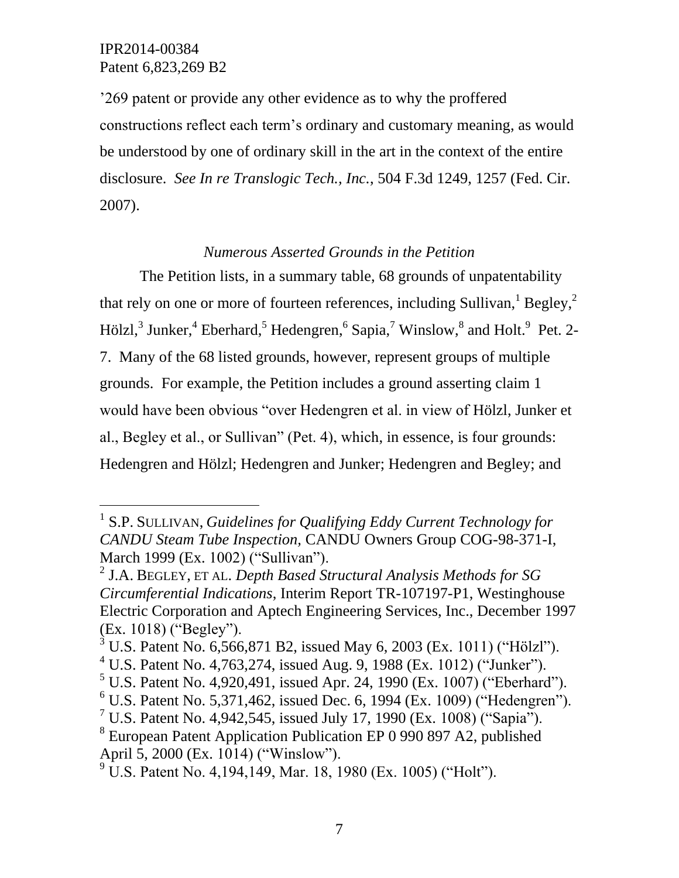'269 patent or provide any other evidence as to why the proffered constructions reflect each term's ordinary and customary meaning, as would be understood by one of ordinary skill in the art in the context of the entire disclosure. *See In re Translogic Tech., Inc.*, 504 F.3d 1249, 1257 (Fed. Cir. 2007).

*Numerous Asserted Grounds in the Petition*

The Petition lists, in a summary table, 68 grounds of unpatentability that rely on one or more of fourteen references, including Sullivan,[1] Begley,[2] Hölzl,[3] Junker,[4] Eberhard,[5] Hedengren,[6] Sapia,[7] Winslow,[8] and Holt.[9] Pet. 2-7. Many of the 68 listed grounds, however, represent groups of multiple grounds. For example, the Petition includes a ground asserting claim 1 would have been obvious "over Hedengren et al. in view of Hölzl, Junker et al., Begley et al., or Sullivan" (Pet. 4), which, in essence, is four grounds: Hedengren and Hölzl; Hedengren and Junker; Hedengren and Begley; and

---

[1] S.P. SULLIVAN, *Guidelines for Qualifying Eddy Current Technology for CANDU Steam Tube Inspection,* CANDU Owners Group COG-98-371-I, March 1999 (Ex. 1002) ("Sullivan").

[2] J.A. BEGLEY, ET AL. *Depth Based Structural Analysis Methods for SG Circumferential Indications,* Interim Report TR-107197-P1, Westinghouse Electric Corporation and Aptech Engineering Services, Inc., December 1997 (Ex. 1018) ("Begley").

[3] U.S. Patent No. 6,566,871 B2, issued May 6, 2003 (Ex. 1011) ("Hölzl").

[4] U.S. Patent No. 4,763,274, issued Aug. 9, 1988 (Ex. 1012) ("Junker").

[5] U.S. Patent No. 4,920,491, issued Apr. 24, 1990 (Ex. 1007) ("Eberhard").

[6] U.S. Patent No. 5,371,462, issued Dec. 6, 1994 (Ex. 1009) ("Hedengren").

[7] U.S. Patent No. 4,942,545, issued July 17, 1990 (Ex. 1008) ("Sapia").

[8] European Patent Application Publication EP 0 990 897 A2, published April 5, 2000 (Ex. 1014) ("Winslow").

[9] U.S. Patent No. 4,194,149, Mar. 18, 1980 (Ex. 1005) ("Holt").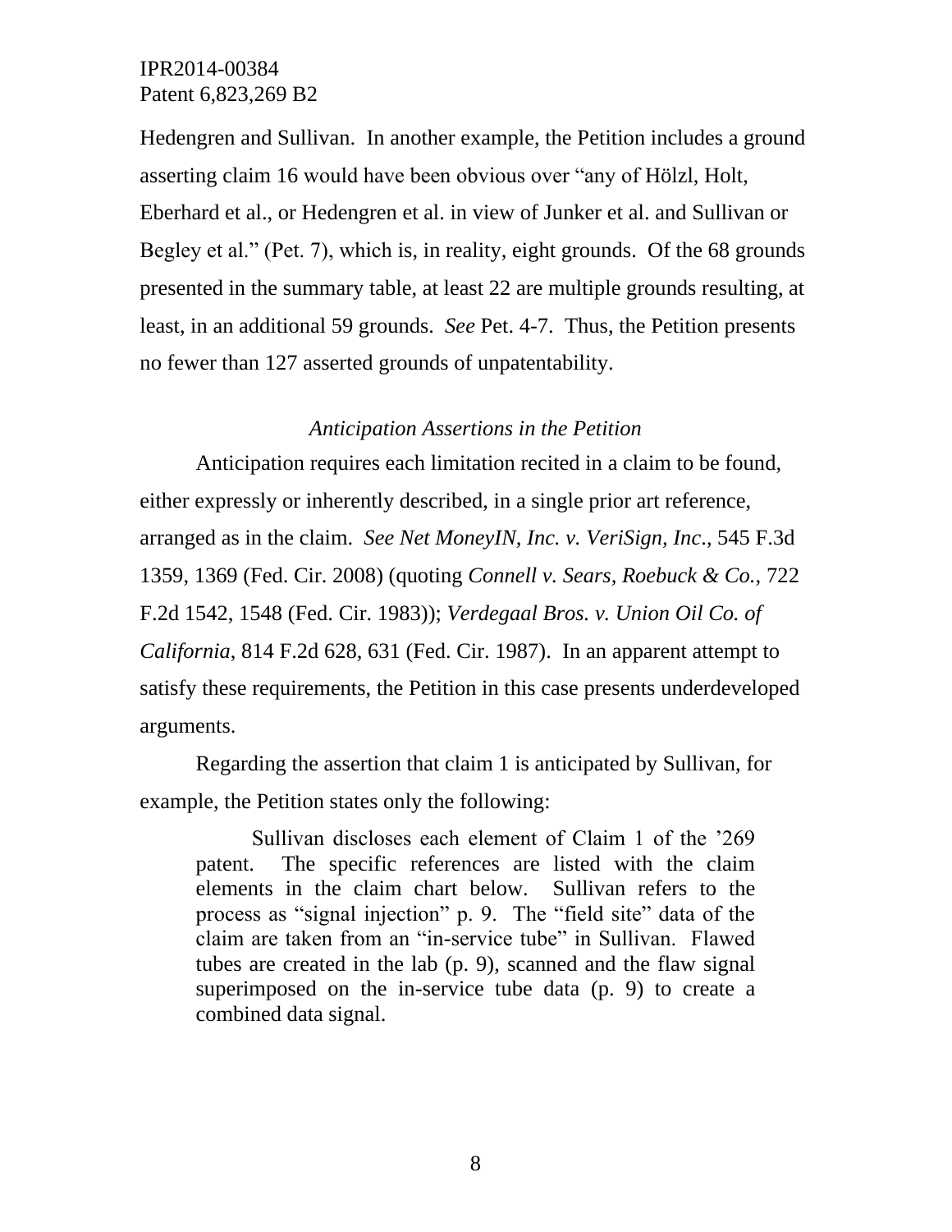Hedengren and Sullivan. In another example, the Petition includes a ground asserting claim 16 would have been obvious over "any of Hölzl, Holt, Eberhard et al., or Hedengren et al. in view of Junker et al. and Sullivan or Begley et al." (Pet. 7), which is, in reality, eight grounds. Of the 68 grounds presented in the summary table, at least 22 are multiple grounds resulting, at least, in an additional 59 grounds. *See* Pet. 4-7. Thus, the Petition presents no fewer than 127 asserted grounds of unpatentability.

*Anticipation Assertions in the Petition*

Anticipation requires each limitation recited in a claim to be found, either expressly or inherently described, in a single prior art reference, arranged as in the claim. *See Net MoneyIN, Inc. v. VeriSign, Inc.*, 545 F.3d 1359, 1369 (Fed. Cir. 2008) (quoting *Connell v. Sears, Roebuck & Co.*, 722 F.2d 1542, 1548 (Fed. Cir. 1983)); *Verdegaal Bros. v. Union Oil Co. of California*, 814 F.2d 628, 631 (Fed. Cir. 1987). In an apparent attempt to satisfy these requirements, the Petition in this case presents underdeveloped arguments.

Regarding the assertion that claim 1 is anticipated by Sullivan, for example, the Petition states only the following:

> Sullivan discloses each element of Claim 1 of the '269 patent. The specific references are listed with the claim elements in the claim chart below. Sullivan refers to the process as "signal injection" p. 9. The "field site" data of the claim are taken from an "in-service tube" in Sullivan. Flawed tubes are created in the lab (p. 9), scanned and the flaw signal superimposed on the in-service tube data (p. 9) to create a combined data signal.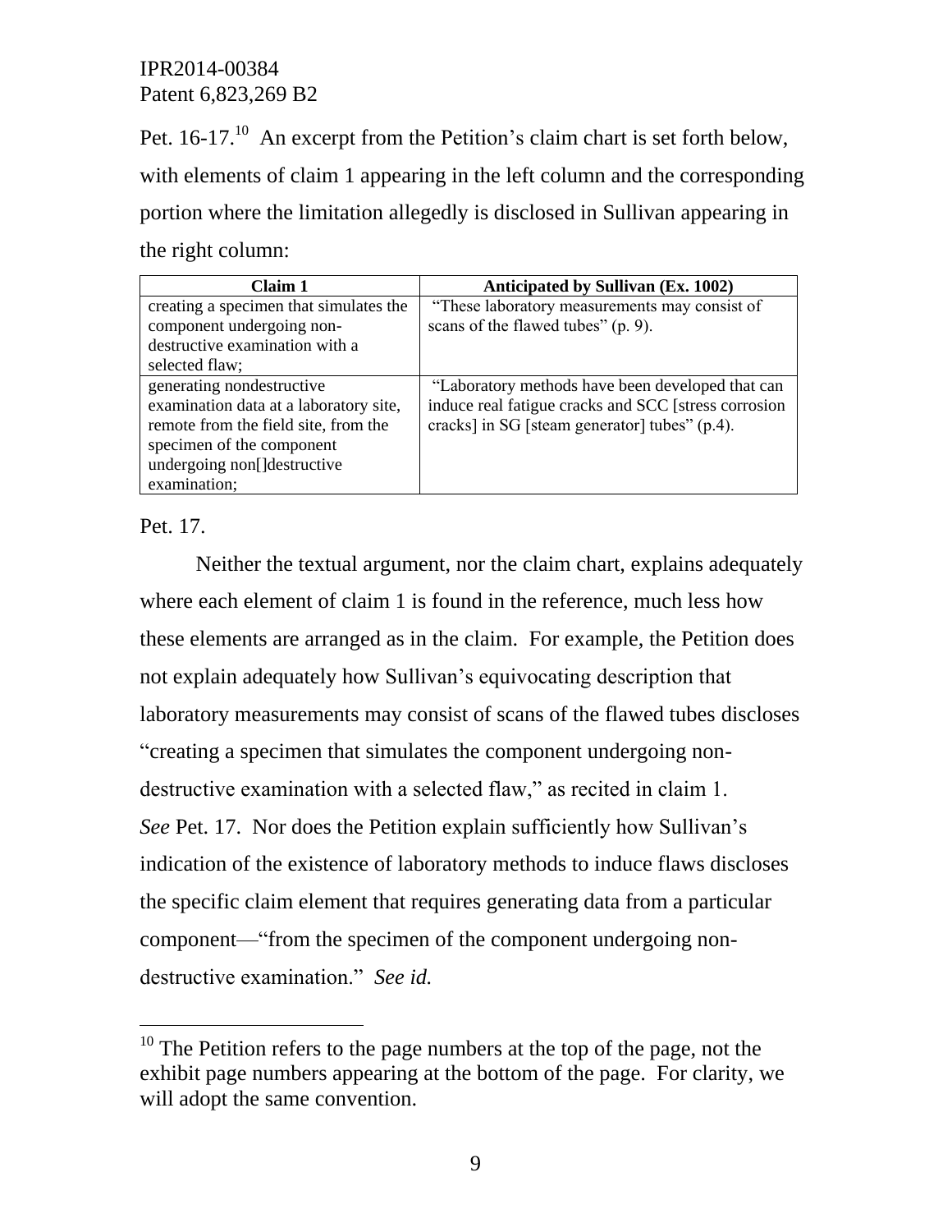Pet. 16-17.[10] An excerpt from the Petition's claim chart is set forth below, with elements of claim 1 appearing in the left column and the corresponding portion where the limitation allegedly is disclosed in Sullivan appearing in the right column:

| Claim 1 | Anticipated by Sullivan (Ex. 1002) |
|---|---|
| creating a specimen that simulates the component undergoing non-destructive examination with a selected flaw; | "These laboratory measurements may consist of scans of the flawed tubes" (p. 9). |
| generating nondestructive examination data at a laboratory site, remote from the field site, from the specimen of the component undergoing non[]destructive examination; | "Laboratory methods have been developed that can induce real fatigue cracks and SCC [stress corrosion cracks] in SG [steam generator] tubes" (p.4). |

Pet. 17.

Neither the textual argument, nor the claim chart, explains adequately where each element of claim 1 is found in the reference, much less how these elements are arranged as in the claim. For example, the Petition does not explain adequately how Sullivan's equivocating description that laboratory measurements may consist of scans of the flawed tubes discloses "creating a specimen that simulates the component undergoing non-destructive examination with a selected flaw," as recited in claim 1. *See* Pet. 17. Nor does the Petition explain sufficiently how Sullivan's indication of the existence of laboratory methods to induce flaws discloses the specific claim element that requires generating data from a particular component—"from the specimen of the component undergoing non-destructive examination." *See id.*

[10] The Petition refers to the page numbers at the top of the page, not the exhibit page numbers appearing at the bottom of the page. For clarity, we will adopt the same convention.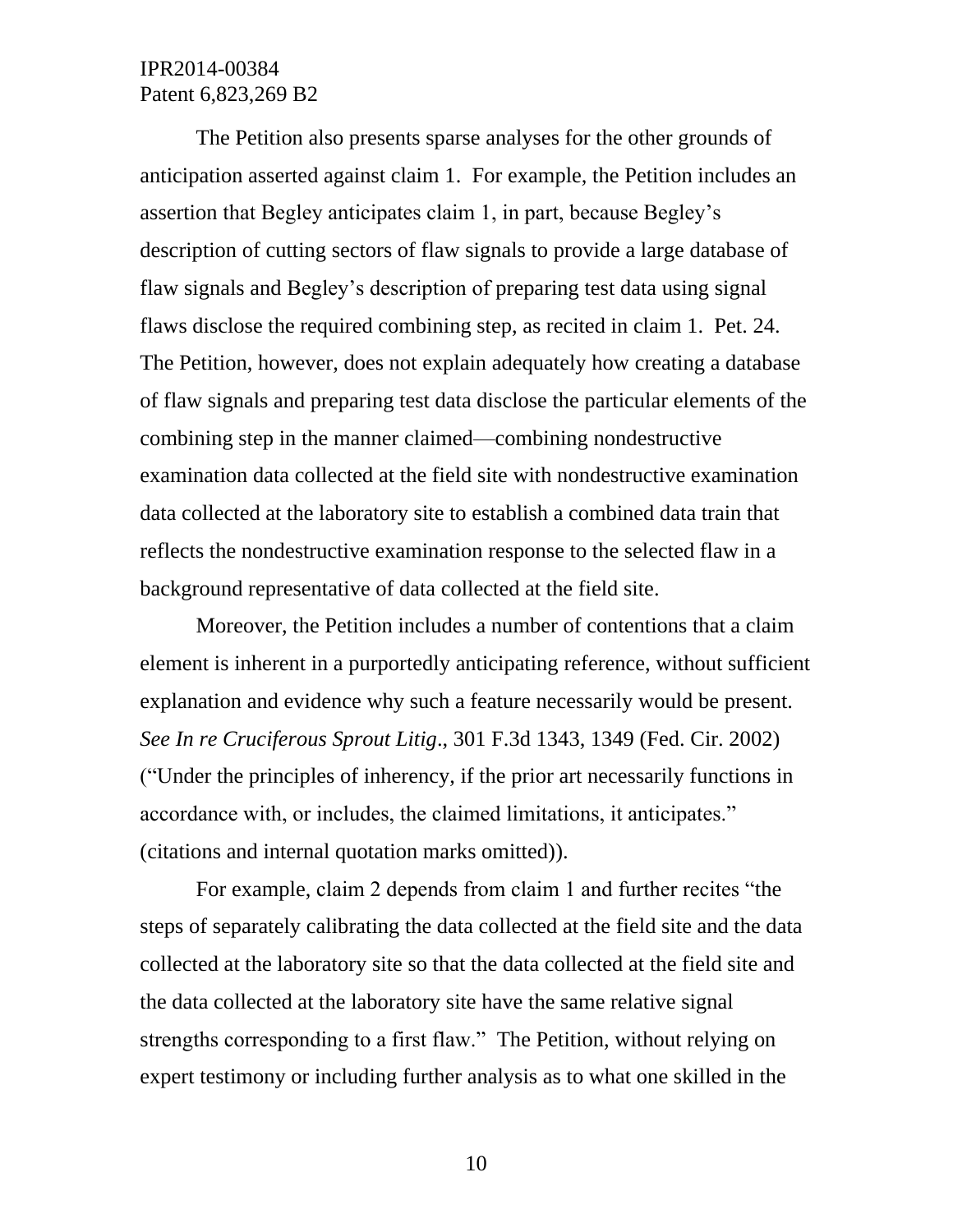The Petition also presents sparse analyses for the other grounds of anticipation asserted against claim 1. For example, the Petition includes an assertion that Begley anticipates claim 1, in part, because Begley's description of cutting sectors of flaw signals to provide a large database of flaw signals and Begley's description of preparing test data using signal flaws disclose the required combining step, as recited in claim 1. Pet. 24. The Petition, however, does not explain adequately how creating a database of flaw signals and preparing test data disclose the particular elements of the combining step in the manner claimed—combining nondestructive examination data collected at the field site with nondestructive examination data collected at the laboratory site to establish a combined data train that reflects the nondestructive examination response to the selected flaw in a background representative of data collected at the field site.

Moreover, the Petition includes a number of contentions that a claim element is inherent in a purportedly anticipating reference, without sufficient explanation and evidence why such a feature necessarily would be present. *See In re Cruciferous Sprout Litig*., 301 F.3d 1343, 1349 (Fed. Cir. 2002) ("Under the principles of inherency, if the prior art necessarily functions in accordance with, or includes, the claimed limitations, it anticipates." (citations and internal quotation marks omitted)).

For example, claim 2 depends from claim 1 and further recites "the steps of separately calibrating the data collected at the field site and the data collected at the laboratory site so that the data collected at the field site and the data collected at the laboratory site have the same relative signal strengths corresponding to a first flaw." The Petition, without relying on expert testimony or including further analysis as to what one skilled in the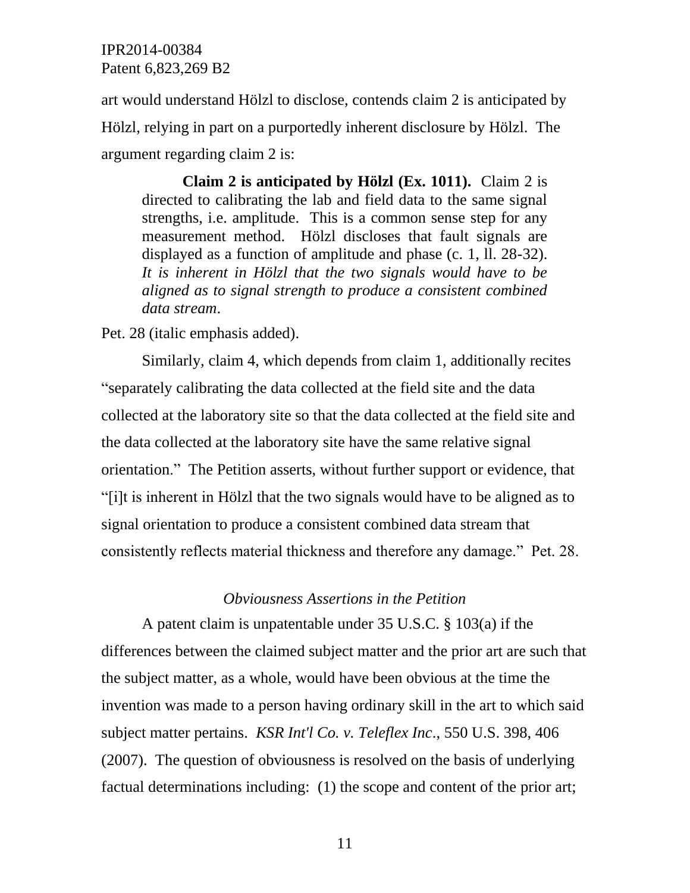art would understand Hölzl to disclose, contends claim 2 is anticipated by Hölzl, relying in part on a purportedly inherent disclosure by Hölzl. The argument regarding claim 2 is:

> **Claim 2 is anticipated by Hölzl (Ex. 1011).** Claim 2 is directed to calibrating the lab and field data to the same signal strengths, i.e. amplitude. This is a common sense step for any measurement method. Hölzl discloses that fault signals are displayed as a function of amplitude and phase (c. 1, ll. 28-32). *It is inherent in Hölzl that the two signals would have to be aligned as to signal strength to produce a consistent combined data stream*.

Pet. 28 (italic emphasis added).

Similarly, claim 4, which depends from claim 1, additionally recites "separately calibrating the data collected at the field site and the data collected at the laboratory site so that the data collected at the field site and the data collected at the laboratory site have the same relative signal orientation." The Petition asserts, without further support or evidence, that "[i]t is inherent in Hölzl that the two signals would have to be aligned as to signal orientation to produce a consistent combined data stream that consistently reflects material thickness and therefore any damage." Pet. 28.

*Obviousness Assertions in the Petition*

A patent claim is unpatentable under 35 U.S.C. § 103(a) if the differences between the claimed subject matter and the prior art are such that the subject matter, as a whole, would have been obvious at the time the invention was made to a person having ordinary skill in the art to which said subject matter pertains. *KSR Int'l Co. v. Teleflex Inc*., 550 U.S. 398, 406 (2007). The question of obviousness is resolved on the basis of underlying factual determinations including: (1) the scope and content of the prior art;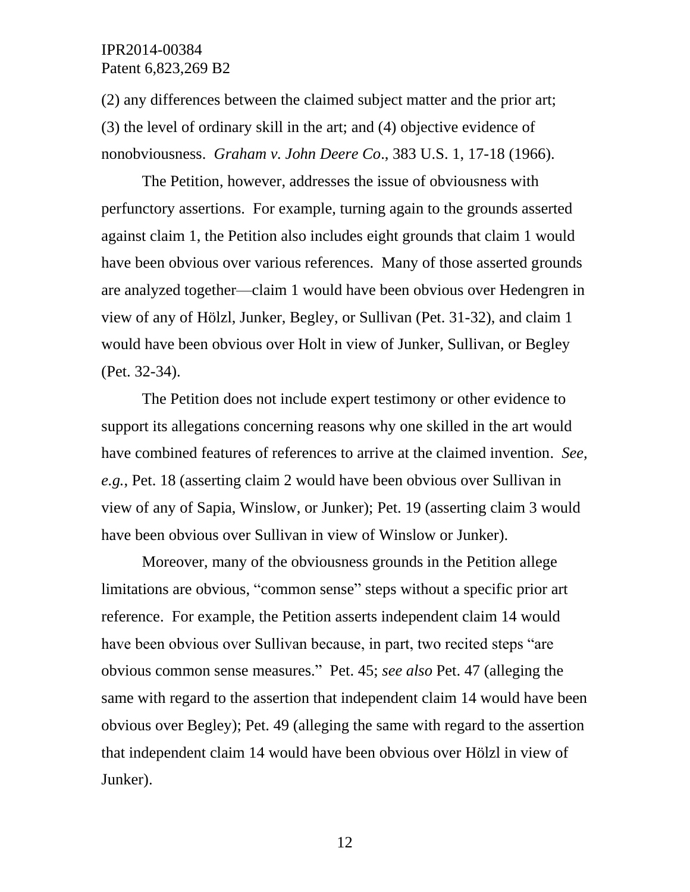(2) any differences between the claimed subject matter and the prior art; (3) the level of ordinary skill in the art; and (4) objective evidence of nonobviousness. *Graham v. John Deere Co*., 383 U.S. 1, 17-18 (1966).

The Petition, however, addresses the issue of obviousness with perfunctory assertions. For example, turning again to the grounds asserted against claim 1, the Petition also includes eight grounds that claim 1 would have been obvious over various references. Many of those asserted grounds are analyzed together—claim 1 would have been obvious over Hedengren in view of any of Hölzl, Junker, Begley, or Sullivan (Pet. 31-32), and claim 1 would have been obvious over Holt in view of Junker, Sullivan, or Begley (Pet. 32-34).

The Petition does not include expert testimony or other evidence to support its allegations concerning reasons why one skilled in the art would have combined features of references to arrive at the claimed invention. *See, e.g.*, Pet. 18 (asserting claim 2 would have been obvious over Sullivan in view of any of Sapia, Winslow, or Junker); Pet. 19 (asserting claim 3 would have been obvious over Sullivan in view of Winslow or Junker).

Moreover, many of the obviousness grounds in the Petition allege limitations are obvious, "common sense" steps without a specific prior art reference. For example, the Petition asserts independent claim 14 would have been obvious over Sullivan because, in part, two recited steps "are obvious common sense measures." Pet. 45; *see also* Pet. 47 (alleging the same with regard to the assertion that independent claim 14 would have been obvious over Begley); Pet. 49 (alleging the same with regard to the assertion that independent claim 14 would have been obvious over Hölzl in view of Junker).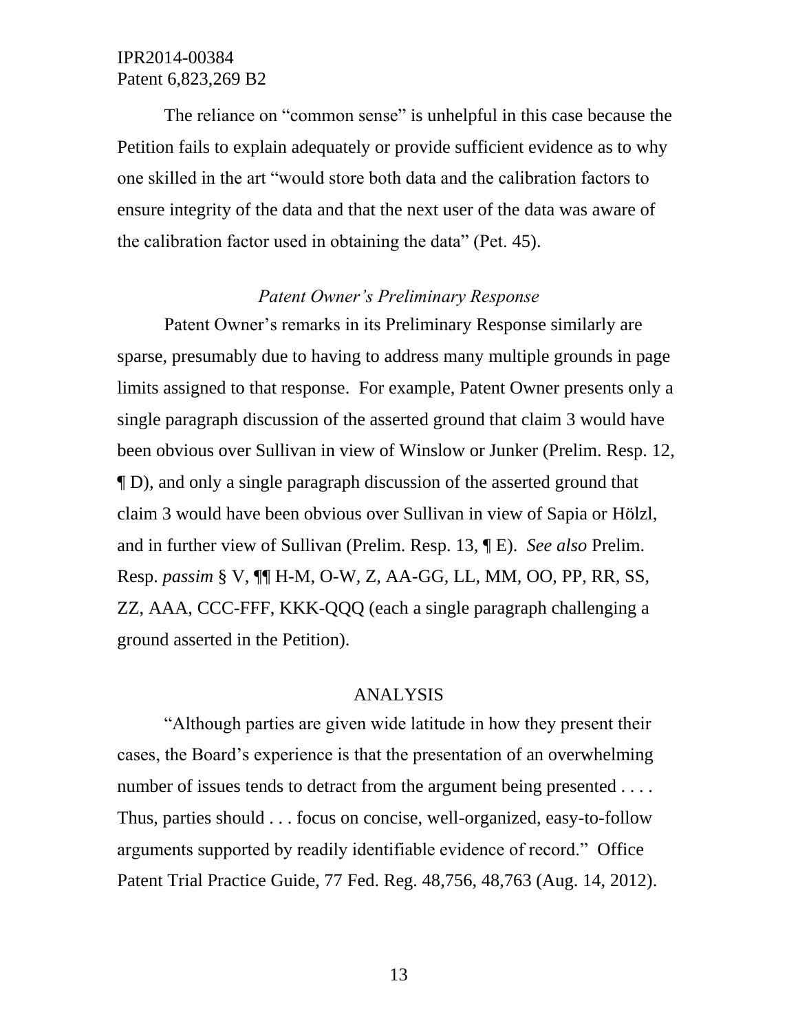The reliance on "common sense" is unhelpful in this case because the Petition fails to explain adequately or provide sufficient evidence as to why one skilled in the art "would store both data and the calibration factors to ensure integrity of the data and that the next user of the data was aware of the calibration factor used in obtaining the data" (Pet. 45).

*Patent Owner's Preliminary Response*

Patent Owner's remarks in its Preliminary Response similarly are sparse, presumably due to having to address many multiple grounds in page limits assigned to that response. For example, Patent Owner presents only a single paragraph discussion of the asserted ground that claim 3 would have been obvious over Sullivan in view of Winslow or Junker (Prelim. Resp. 12, ¶ D), and only a single paragraph discussion of the asserted ground that claim 3 would have been obvious over Sullivan in view of Sapia or Hölzl, and in further view of Sullivan (Prelim. Resp. 13, ¶ E). *See also* Prelim. Resp. *passim* § V, ¶¶ H-M, O-W, Z, AA-GG, LL, MM, OO, PP, RR, SS, ZZ, AAA, CCC-FFF, KKK-QQQ (each a single paragraph challenging a ground asserted in the Petition).

ANALYSIS

"Although parties are given wide latitude in how they present their cases, the Board's experience is that the presentation of an overwhelming number of issues tends to detract from the argument being presented . . . . Thus, parties should . . . focus on concise, well-organized, easy-to-follow arguments supported by readily identifiable evidence of record." Office Patent Trial Practice Guide, 77 Fed. Reg. 48,756, 48,763 (Aug. 14, 2012).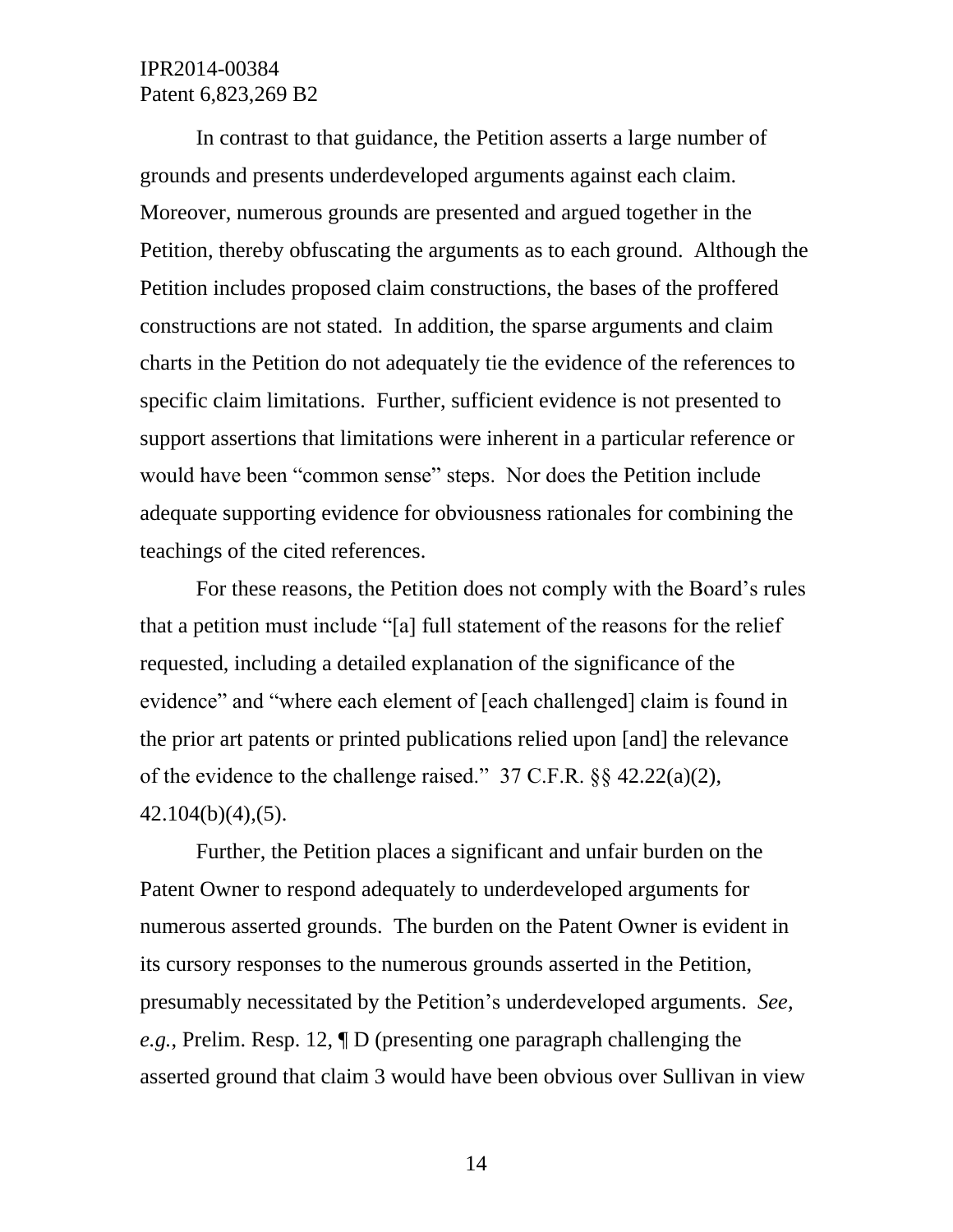In contrast to that guidance, the Petition asserts a large number of grounds and presents underdeveloped arguments against each claim. Moreover, numerous grounds are presented and argued together in the Petition, thereby obfuscating the arguments as to each ground. Although the Petition includes proposed claim constructions, the bases of the proffered constructions are not stated. In addition, the sparse arguments and claim charts in the Petition do not adequately tie the evidence of the references to specific claim limitations. Further, sufficient evidence is not presented to support assertions that limitations were inherent in a particular reference or would have been "common sense" steps. Nor does the Petition include adequate supporting evidence for obviousness rationales for combining the teachings of the cited references.

For these reasons, the Petition does not comply with the Board's rules that a petition must include "[a] full statement of the reasons for the relief requested, including a detailed explanation of the significance of the evidence" and "where each element of [each challenged] claim is found in the prior art patents or printed publications relied upon [and] the relevance of the evidence to the challenge raised." 37 C.F.R. §§ 42.22(a)(2), 42.104(b)(4),(5).

Further, the Petition places a significant and unfair burden on the Patent Owner to respond adequately to underdeveloped arguments for numerous asserted grounds. The burden on the Patent Owner is evident in its cursory responses to the numerous grounds asserted in the Petition, presumably necessitated by the Petition's underdeveloped arguments. *See, e.g.*, Prelim. Resp. 12, ¶ D (presenting one paragraph challenging the asserted ground that claim 3 would have been obvious over Sullivan in view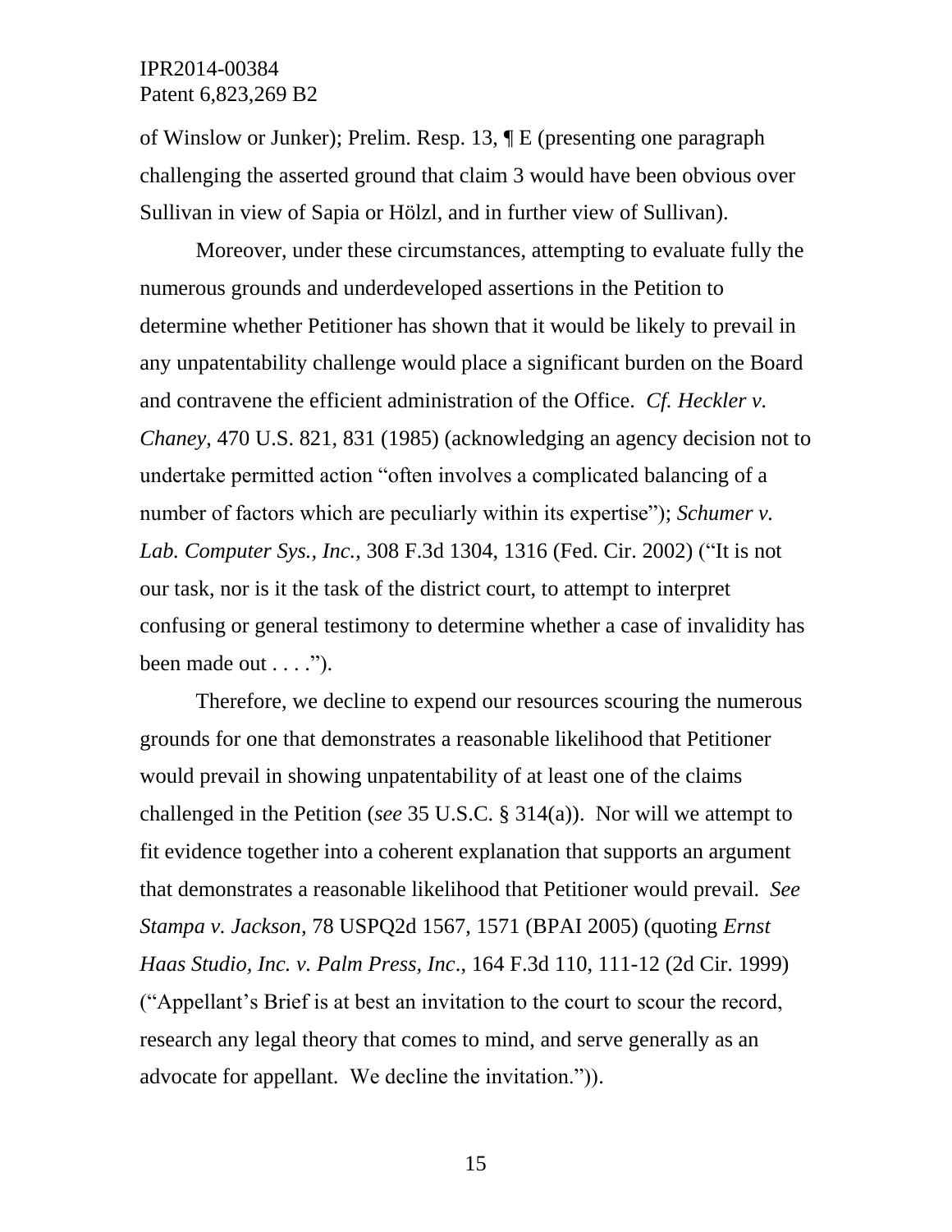of Winslow or Junker); Prelim. Resp. 13, ¶ E (presenting one paragraph challenging the asserted ground that claim 3 would have been obvious over Sullivan in view of Sapia or Hölzl, and in further view of Sullivan).

Moreover, under these circumstances, attempting to evaluate fully the numerous grounds and underdeveloped assertions in the Petition to determine whether Petitioner has shown that it would be likely to prevail in any unpatentability challenge would place a significant burden on the Board and contravene the efficient administration of the Office. *Cf. Heckler v. Chaney*, 470 U.S. 821, 831 (1985) (acknowledging an agency decision not to undertake permitted action "often involves a complicated balancing of a number of factors which are peculiarly within its expertise"); *Schumer v. Lab. Computer Sys., Inc.*, 308 F.3d 1304, 1316 (Fed. Cir. 2002) ("It is not our task, nor is it the task of the district court, to attempt to interpret confusing or general testimony to determine whether a case of invalidity has been made out . . . .").

Therefore, we decline to expend our resources scouring the numerous grounds for one that demonstrates a reasonable likelihood that Petitioner would prevail in showing unpatentability of at least one of the claims challenged in the Petition (*see* 35 U.S.C. § 314(a)). Nor will we attempt to fit evidence together into a coherent explanation that supports an argument that demonstrates a reasonable likelihood that Petitioner would prevail. *See Stampa v. Jackson,* 78 USPQ2d 1567, 1571 (BPAI 2005) (quoting *Ernst Haas Studio, Inc. v. Palm Press, Inc*., 164 F.3d 110, 111-12 (2d Cir. 1999) ("Appellant's Brief is at best an invitation to the court to scour the record, research any legal theory that comes to mind, and serve generally as an advocate for appellant. We decline the invitation.")).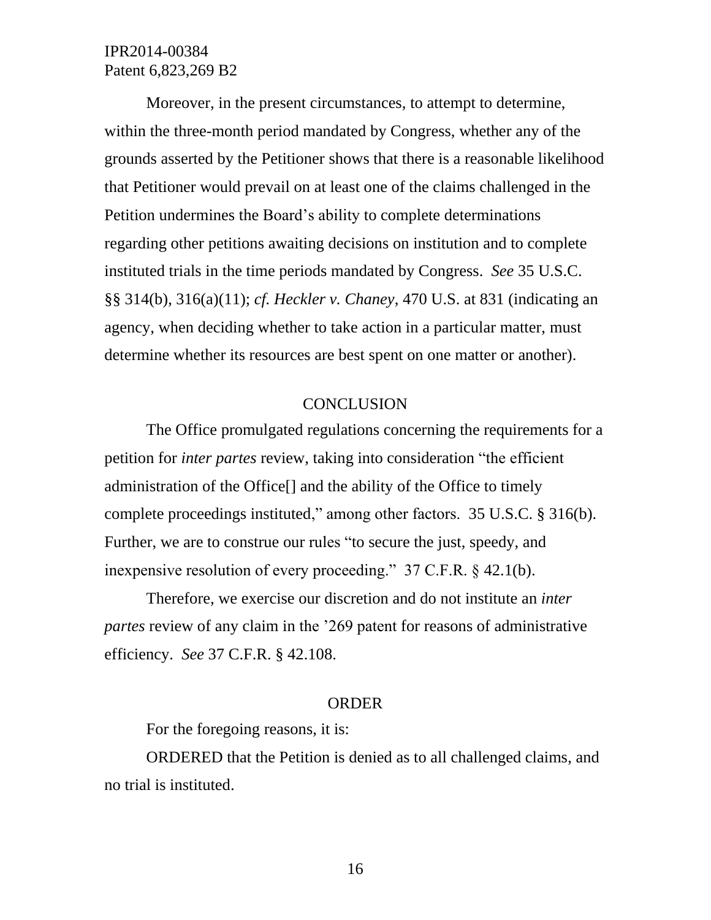Moreover, in the present circumstances, to attempt to determine, within the three-month period mandated by Congress, whether any of the grounds asserted by the Petitioner shows that there is a reasonable likelihood that Petitioner would prevail on at least one of the claims challenged in the Petition undermines the Board's ability to complete determinations regarding other petitions awaiting decisions on institution and to complete instituted trials in the time periods mandated by Congress. *See* 35 U.S.C. §§ 314(b), 316(a)(11); *cf. Heckler v. Chaney*, 470 U.S. at 831 (indicating an agency, when deciding whether to take action in a particular matter, must determine whether its resources are best spent on one matter or another).

## CONCLUSION

The Office promulgated regulations concerning the requirements for a petition for *inter partes* review, taking into consideration "the efficient administration of the Office[] and the ability of the Office to timely complete proceedings instituted," among other factors. 35 U.S.C. § 316(b). Further, we are to construe our rules "to secure the just, speedy, and inexpensive resolution of every proceeding." 37 C.F.R. § 42.1(b).

Therefore, we exercise our discretion and do not institute an *inter partes* review of any claim in the '269 patent for reasons of administrative efficiency. *See* 37 C.F.R. § 42.108.

## ORDER

For the foregoing reasons, it is:

ORDERED that the Petition is denied as to all challenged claims, and no trial is instituted.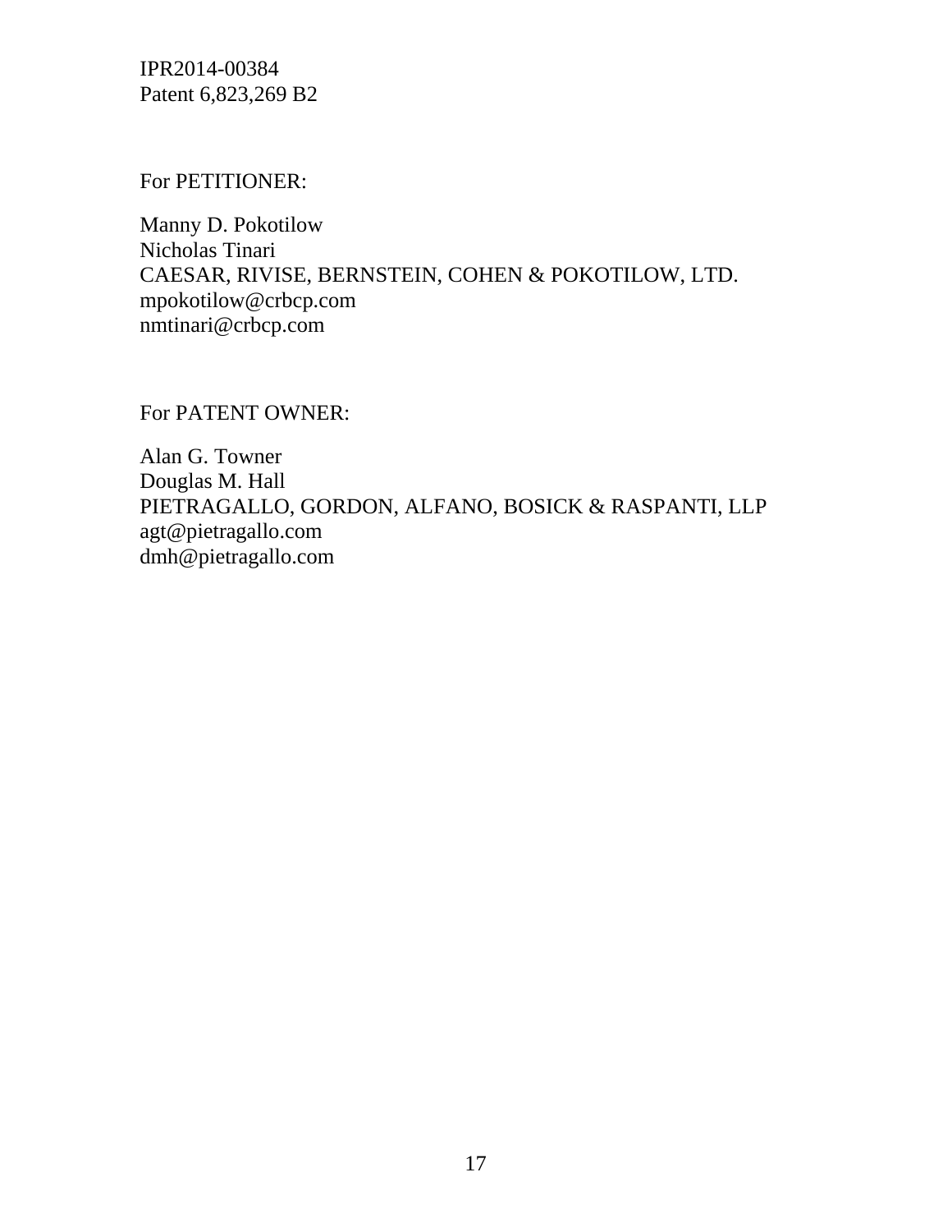For PETITIONER:

Manny D. Pokotilow
Nicholas Tinari
CAESAR, RIVISE, BERNSTEIN, COHEN & POKOTILOW, LTD.
mpokotilow@crbcp.com
nmtinari@crbcp.com

For PATENT OWNER:

Alan G. Towner
Douglas M. Hall
PIETRAGALLO, GORDON, ALFANO, BOSICK & RASPANTI, LLP
agt@pietragallo.com
dmh@pietragallo.com